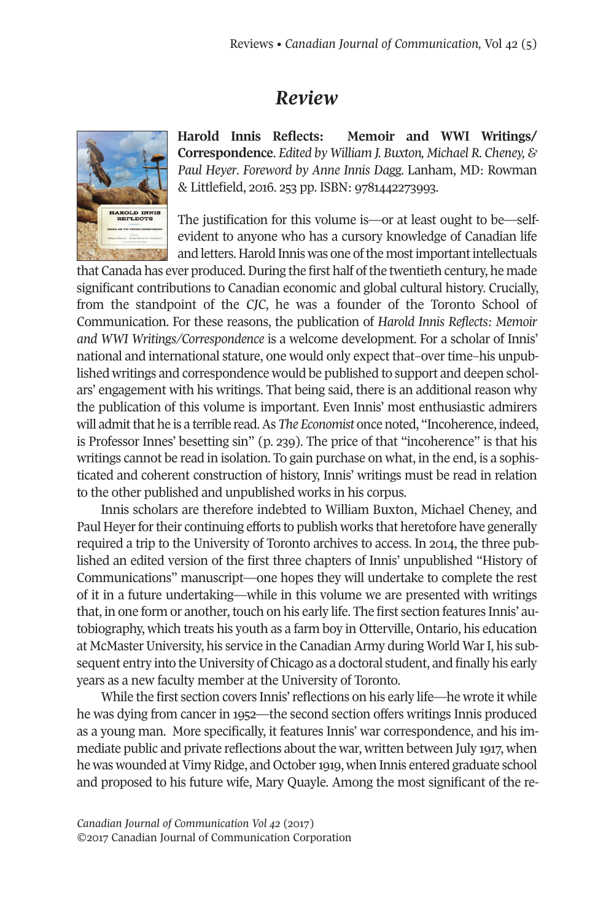# Review

**Harold Innis Reflects: Memoir and WWI Writings/ Correspondence**. *Edited by William J. Buxton, Michael R. Cheney, & Paul Heyer. Foreword by Anne Innis Dagg.* Lanham, MD: Rowman & Littlefield, 2016. 253 pp. ISBN: 9781442273993.

The justification for this volume is—or at least ought to be—self-evident to anyone who has a cursory knowledge of Canadian life and letters. Harold Innis was one of the most important intellectuals that Canada has ever produced. During the first half of the twentieth century, he made significant contributions to Canadian economic and global cultural history. Crucially, from the standpoint of the *CJC*, he was a founder of the Toronto School of Communication. For these reasons, the publication of *Harold Innis Reflects: Memoir and WWI Writings/Correspondence* is a welcome development. For a scholar of Innis' national and international stature, one would only expect that–over time–his unpublished writings and correspondence would be published to support and deepen scholars' engagement with his writings. That being said, there is an additional reason why the publication of this volume is important. Even Innis' most enthusiastic admirers will admit that he is a terrible read. As *The Economist* once noted, "Incoherence, indeed, is Professor Innes' besetting sin" (p. 239). The price of that "incoherence" is that his writings cannot be read in isolation. To gain purchase on what, in the end, is a sophisticated and coherent construction of history, Innis' writings must be read in relation to the other published and unpublished works in his corpus.

Innis scholars are therefore indebted to William Buxton, Michael Cheney, and Paul Heyer for their continuing efforts to publish works that heretofore have generally required a trip to the University of Toronto archives to access. In 2014, the three published an edited version of the first three chapters of Innis' unpublished "History of Communications" manuscript—one hopes they will undertake to complete the rest of it in a future undertaking—while in this volume we are presented with writings that, in one form or another, touch on his early life. The first section features Innis' autobiography, which treats his youth as a farm boy in Otterville, Ontario, his education at McMaster University, his service in the Canadian Army during World War I, his subsequent entry into the University of Chicago as a doctoral student, and finally his early years as a new faculty member at the University of Toronto.

While the first section covers Innis' reflections on his early life—he wrote it while he was dying from cancer in 1952—the second section offers writings Innis produced as a young man. More specifically, it features Innis' war correspondence, and his immediate public and private reflections about the war, written between July 1917, when he was wounded at Vimy Ridge, and October 1919, when Innis entered graduate school and proposed to his future wife, Mary Quayle. Among the most significant of the re-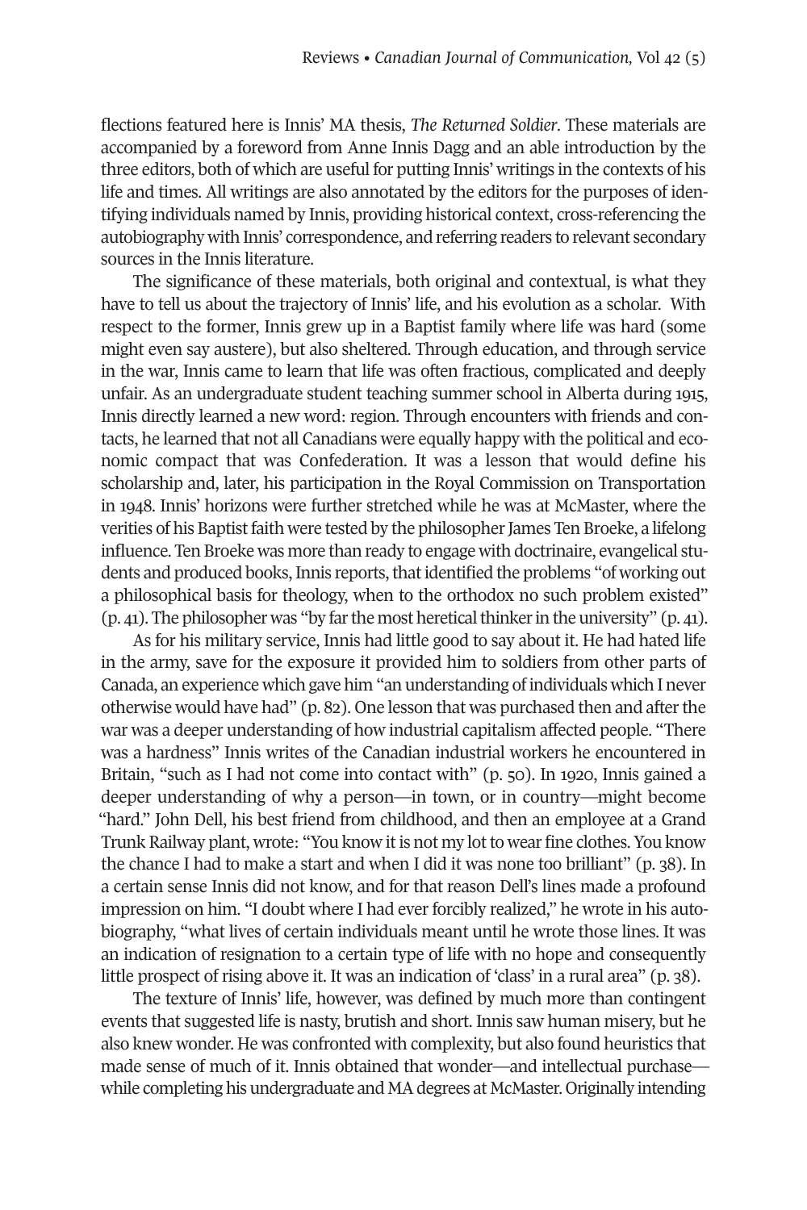flections featured here is Innis' MA thesis, *The Returned Soldier*. These materials are accompanied by a foreword from Anne Innis Dagg and an able introduction by the three editors, both of which are useful for putting Innis' writings in the contexts of his life and times. All writings are also annotated by the editors for the purposes of identifying individuals named by Innis, providing historical context, cross-referencing the autobiography with Innis' correspondence, and referring readers to relevant secondary sources in the Innis literature.

The significance of these materials, both original and contextual, is what they have to tell us about the trajectory of Innis' life, and his evolution as a scholar. With respect to the former, Innis grew up in a Baptist family where life was hard (some might even say austere), but also sheltered. Through education, and through service in the war, Innis came to learn that life was often fractious, complicated and deeply unfair. As an undergraduate student teaching summer school in Alberta during 1915, Innis directly learned a new word: region. Through encounters with friends and contacts, he learned that not all Canadians were equally happy with the political and economic compact that was Confederation. It was a lesson that would define his scholarship and, later, his participation in the Royal Commission on Transportation in 1948. Innis' horizons were further stretched while he was at McMaster, where the verities of his Baptist faith were tested by the philosopher James Ten Broeke, a lifelong influence. Ten Broeke was more than ready to engage with doctrinaire, evangelical students and produced books, Innis reports, that identified the problems "of working out a philosophical basis for theology, when to the orthodox no such problem existed" (p. 41). The philosopher was "by far the most heretical thinker in the university" (p. 41).

As for his military service, Innis had little good to say about it. He had hated life in the army, save for the exposure it provided him to soldiers from other parts of Canada, an experience which gave him "an understanding of individuals which I never otherwise would have had" (p. 82). One lesson that was purchased then and after the war was a deeper understanding of how industrial capitalism affected people. "There was a hardness" Innis writes of the Canadian industrial workers he encountered in Britain, "such as I had not come into contact with" (p. 50). In 1920, Innis gained a deeper understanding of why a person—in town, or in country—might become "hard." John Dell, his best friend from childhood, and then an employee at a Grand Trunk Railway plant, wrote: "You know it is not my lot to wear fine clothes. You know the chance I had to make a start and when I did it was none too brilliant" (p. 38). In a certain sense Innis did not know, and for that reason Dell's lines made a profound impression on him. "I doubt where I had ever forcibly realized," he wrote in his autobiography, "what lives of certain individuals meant until he wrote those lines. It was an indication of resignation to a certain type of life with no hope and consequently little prospect of rising above it. It was an indication of 'class' in a rural area" (p. 38).

The texture of Innis' life, however, was defined by much more than contingent events that suggested life is nasty, brutish and short. Innis saw human misery, but he also knew wonder. He was confronted with complexity, but also found heuristics that made sense of much of it. Innis obtained that wonder—and intellectual purchase—while completing his undergraduate and MA degrees at McMaster. Originally intending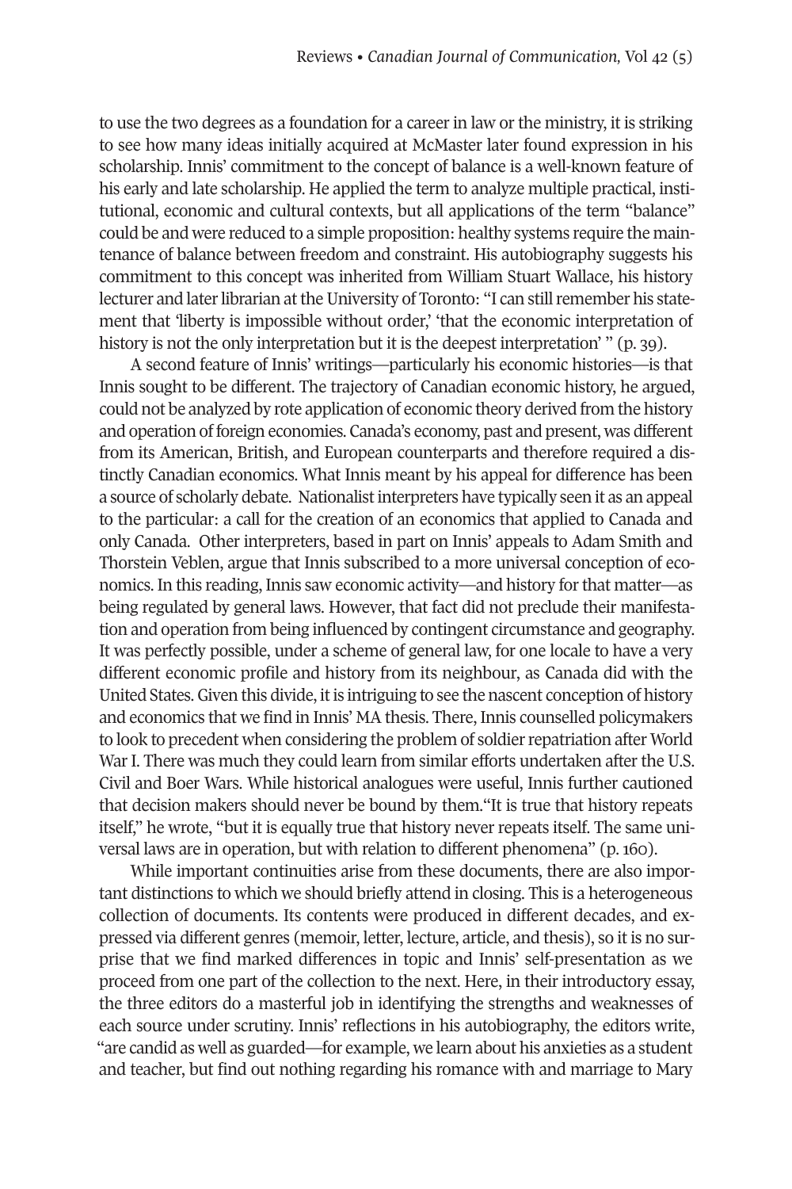to use the two degrees as a foundation for a career in law or the ministry, it is striking to see how many ideas initially acquired at McMaster later found expression in his scholarship. Innis' commitment to the concept of balance is a well-known feature of his early and late scholarship. He applied the term to analyze multiple practical, institutional, economic and cultural contexts, but all applications of the term "balance" could be and were reduced to a simple proposition: healthy systems require the maintenance of balance between freedom and constraint. His autobiography suggests his commitment to this concept was inherited from William Stuart Wallace, his history lecturer and later librarian at the University of Toronto: "I can still remember his statement that 'liberty is impossible without order,' 'that the economic interpretation of history is not the only interpretation but it is the deepest interpretation' " (p. 39).

A second feature of Innis' writings—particularly his economic histories—is that Innis sought to be different. The trajectory of Canadian economic history, he argued, could not be analyzed by rote application of economic theory derived from the history and operation of foreign economies. Canada's economy, past and present, was different from its American, British, and European counterparts and therefore required a distinctly Canadian economics. What Innis meant by his appeal for difference has been a source of scholarly debate. Nationalist interpreters have typically seen it as an appeal to the particular: a call for the creation of an economics that applied to Canada and only Canada. Other interpreters, based in part on Innis' appeals to Adam Smith and Thorstein Veblen, argue that Innis subscribed to a more universal conception of economics. In this reading, Innis saw economic activity—and history for that matter—as being regulated by general laws. However, that fact did not preclude their manifestation and operation from being influenced by contingent circumstance and geography. It was perfectly possible, under a scheme of general law, for one locale to have a very different economic profile and history from its neighbour, as Canada did with the United States. Given this divide, it is intriguing to see the nascent conception of history and economics that we find in Innis' MA thesis. There, Innis counselled policymakers to look to precedent when considering the problem of soldier repatriation after World War I. There was much they could learn from similar efforts undertaken after the U.S. Civil and Boer Wars. While historical analogues were useful, Innis further cautioned that decision makers should never be bound by them. "It is true that history repeats itself," he wrote, "but it is equally true that history never repeats itself. The same universal laws are in operation, but with relation to different phenomena" (p. 160).

While important continuities arise from these documents, there are also important distinctions to which we should briefly attend in closing. This is a heterogeneous collection of documents. Its contents were produced in different decades, and expressed via different genres (memoir, letter, lecture, article, and thesis), so it is no surprise that we find marked differences in topic and Innis' self-presentation as we proceed from one part of the collection to the next. Here, in their introductory essay, the three editors do a masterful job in identifying the strengths and weaknesses of each source under scrutiny. Innis' reflections in his autobiography, the editors write, "are candid as well as guarded—for example, we learn about his anxieties as a student and teacher, but find out nothing regarding his romance with and marriage to Mary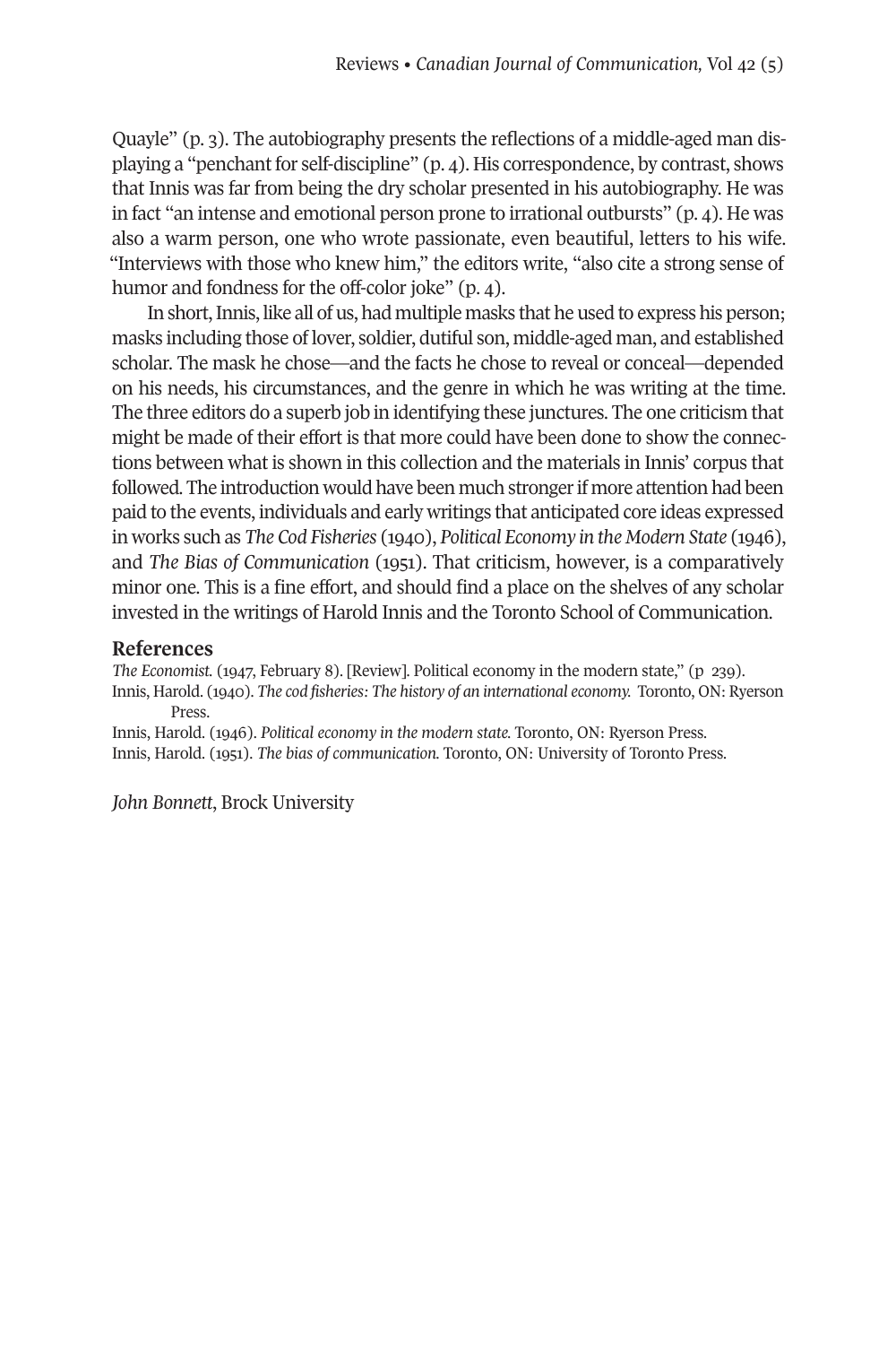Quayle" (p. 3). The autobiography presents the reflections of a middle-aged man displaying a "penchant for self-discipline" (p. 4). His correspondence, by contrast, shows that Innis was far from being the dry scholar presented in his autobiography. He was in fact "an intense and emotional person prone to irrational outbursts" (p. 4). He was also a warm person, one who wrote passionate, even beautiful, letters to his wife. "Interviews with those who knew him," the editors write, "also cite a strong sense of humor and fondness for the off-color joke" (p. 4).

In short, Innis, like all of us, had multiple masks that he used to express his person; masks including those of lover, soldier, dutiful son, middle-aged man, and established scholar. The mask he chose—and the facts he chose to reveal or conceal—depended on his needs, his circumstances, and the genre in which he was writing at the time. The three editors do a superb job in identifying these junctures. The one criticism that might be made of their effort is that more could have been done to show the connections between what is shown in this collection and the materials in Innis' corpus that followed. The introduction would have been much stronger if more attention had been paid to the events, individuals and early writings that anticipated core ideas expressed in works such as *The Cod Fisheries* (1940), *Political Economy in the Modern State* (1946), and *The Bias of Communication* (1951). That criticism, however, is a comparatively minor one. This is a fine effort, and should find a place on the shelves of any scholar invested in the writings of Harold Innis and the Toronto School of Communication.

## References

*The Economist.* (1947, February 8). [Review]. Political economy in the modern state," (p 239).

Innis, Harold. (1940). *The cod fisheries: The history of an international economy.* Toronto, ON: Ryerson Press.

Innis, Harold. (1946). *Political economy in the modern state.* Toronto, ON: Ryerson Press.

Innis, Harold. (1951). *The bias of communication.* Toronto, ON: University of Toronto Press.

*John Bonnett*, Brock University